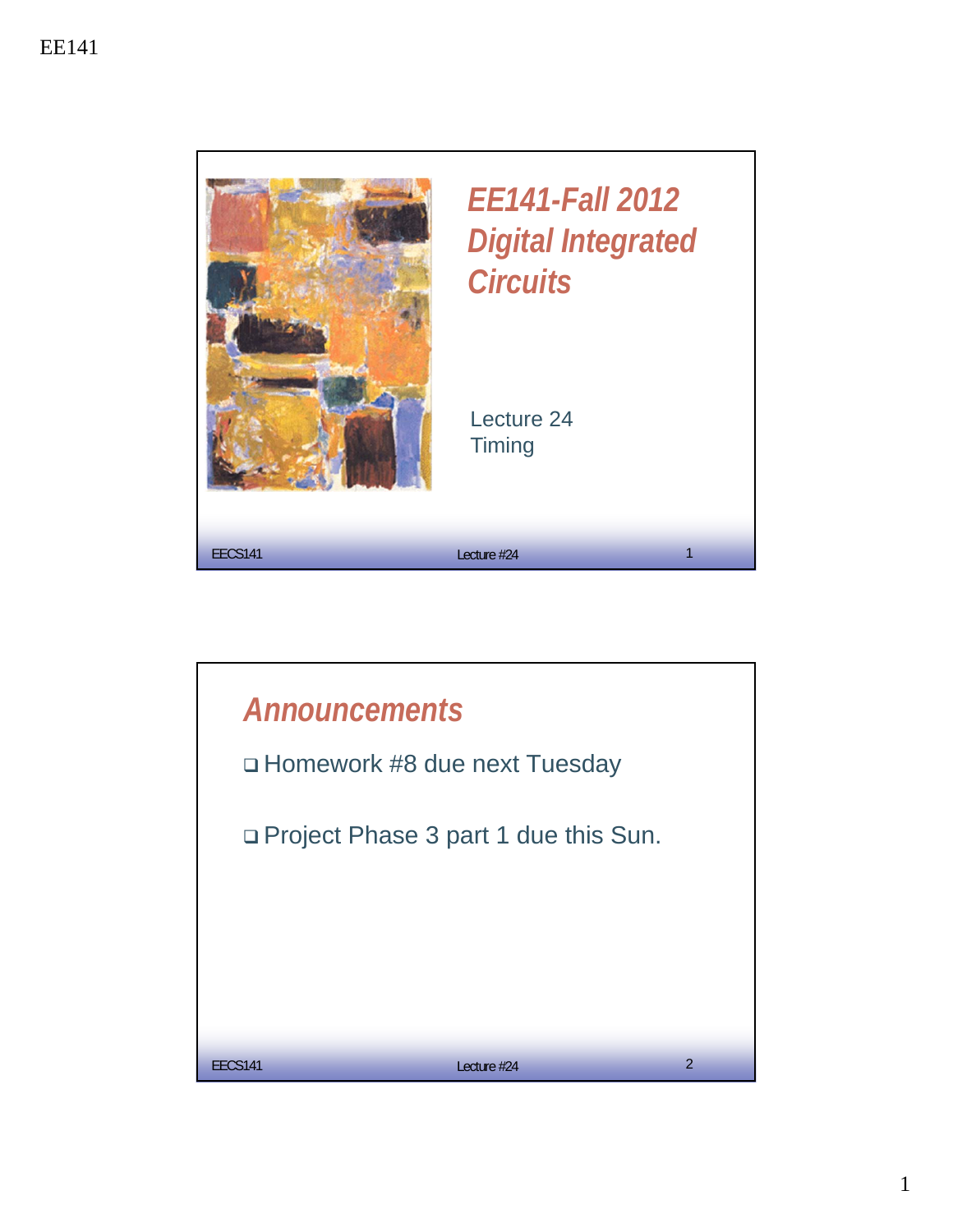# EE141-Fall 2012 Digital Integrated Circuits

Lecture 24
Timing

## Announcements

- Homework #8 due next Tuesday
- Project Phase 3 part 1 due this Sun.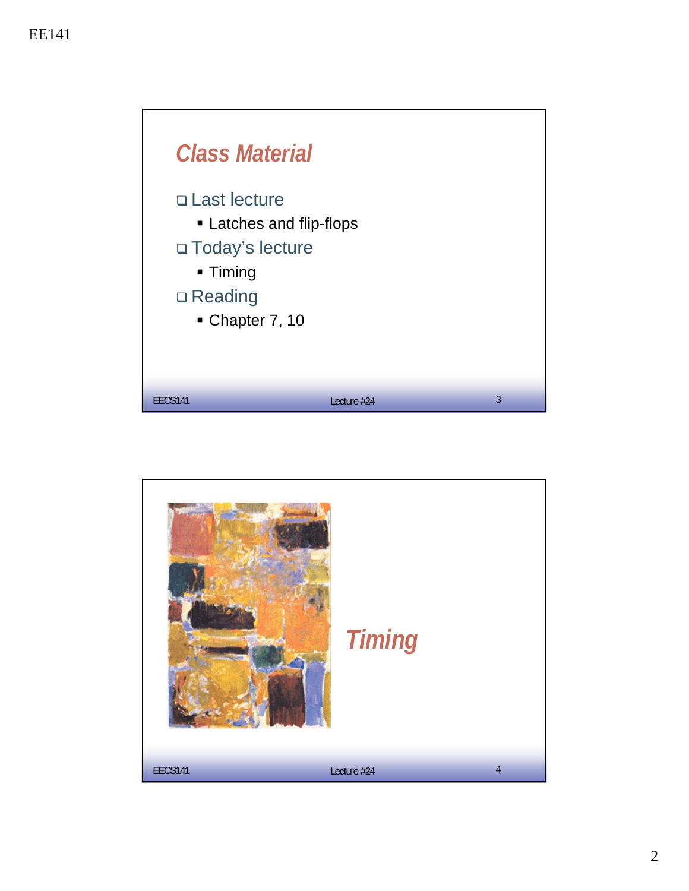## Class Material

- Last lecture
  - Latches and flip-flops
- Today's lecture
  - Timing
- Reading
  - Chapter 7, 10

## Timing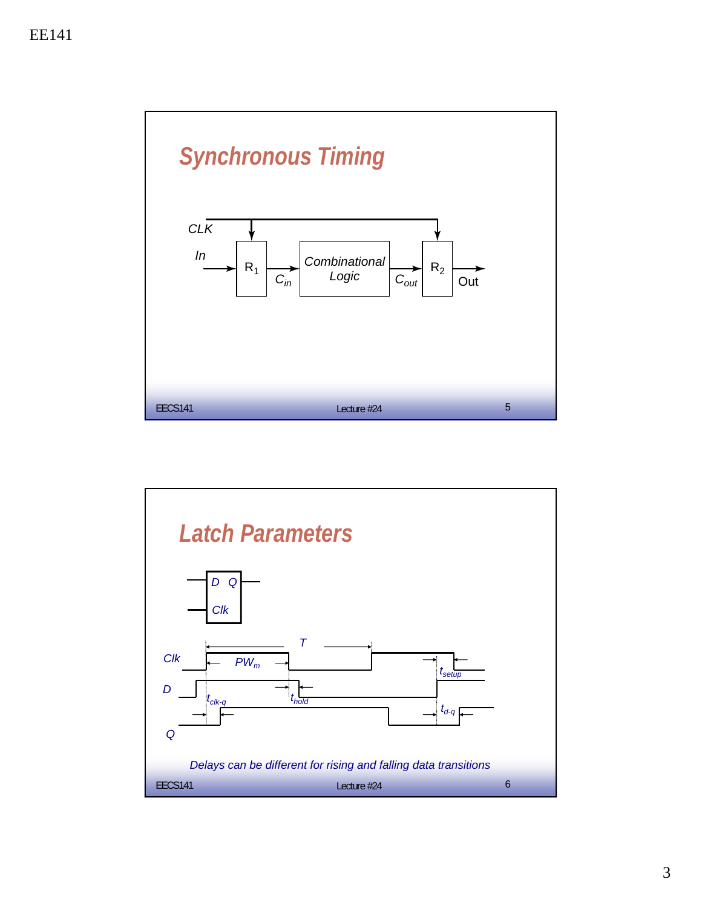## Synchronous Timing

CLK

In → $R_1$ → $C_{in}$ → Combinational Logic → $C_{out}$ → $R_2$ → Out

## Latch Parameters

D Q

Clk

Clk, D, Q

$T$, $PW_m$, $t_{setup}$, $t_{hold}$, $t_{clk-q}$, $t_{d-q}$

*Delays can be different for rising and falling data transitions*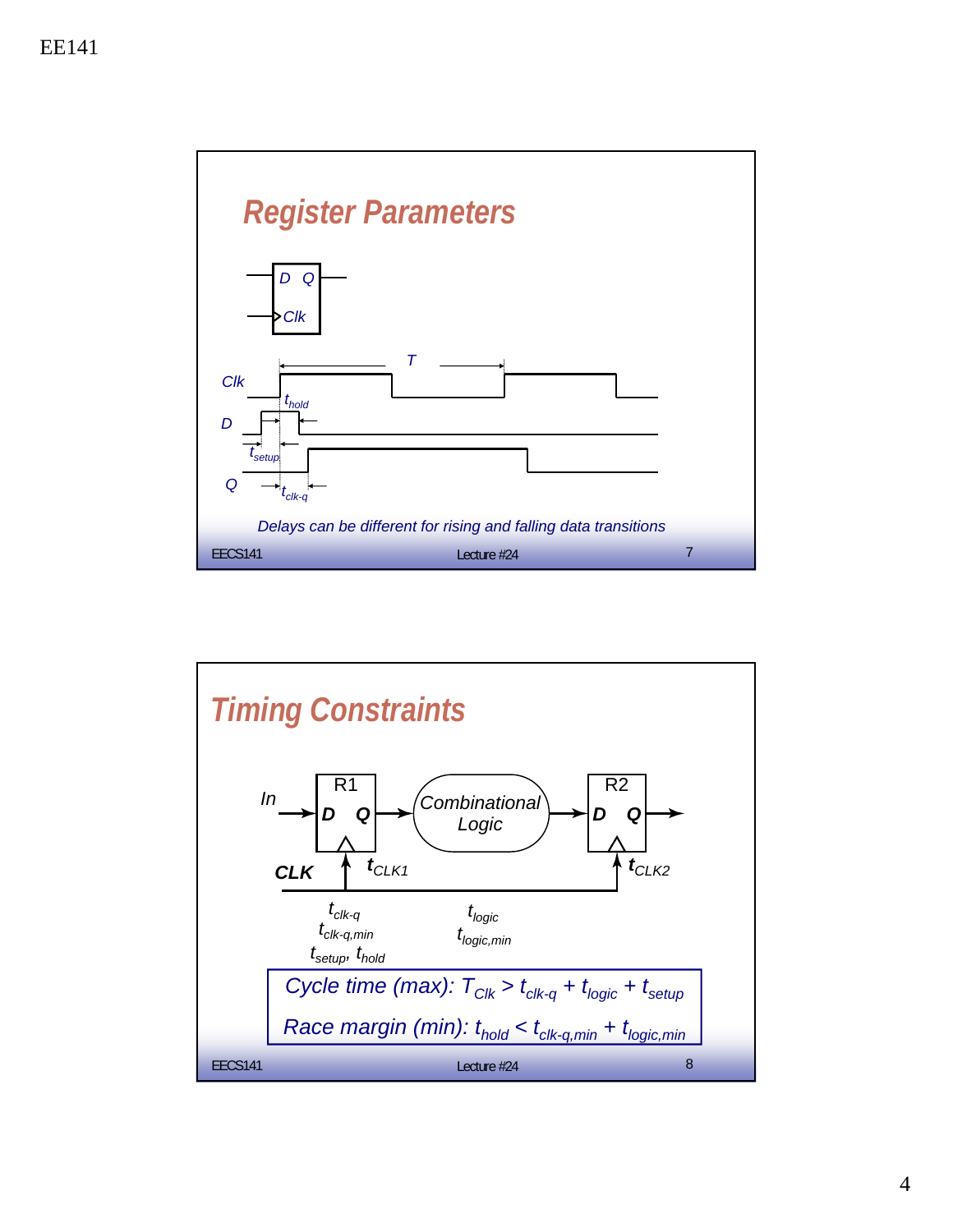## Register Parameters

D Q

Clk

Clk, D, Q, $T$, $t_{hold}$, $t_{setup}$, $t_{clk\text{-}q}$

*Delays can be different for rising and falling data transitions*

## Timing Constraints

In → R1 (D Q) → Combinational Logic → R2 (D Q) →

CLK, $t_{CLK1}$, $t_{CLK2}$

$t_{clk\text{-}q}$, $t_{clk\text{-}q,min}$, $t_{setup}$, $t_{hold}$

$t_{logic}$, $t_{logic,min}$

*Cycle time (max):* $T_{Clk} > t_{clk\text{-}q} + t_{logic} + t_{setup}$

*Race margin (min):* $t_{hold} < t_{clk\text{-}q,min} + t_{logic,min}$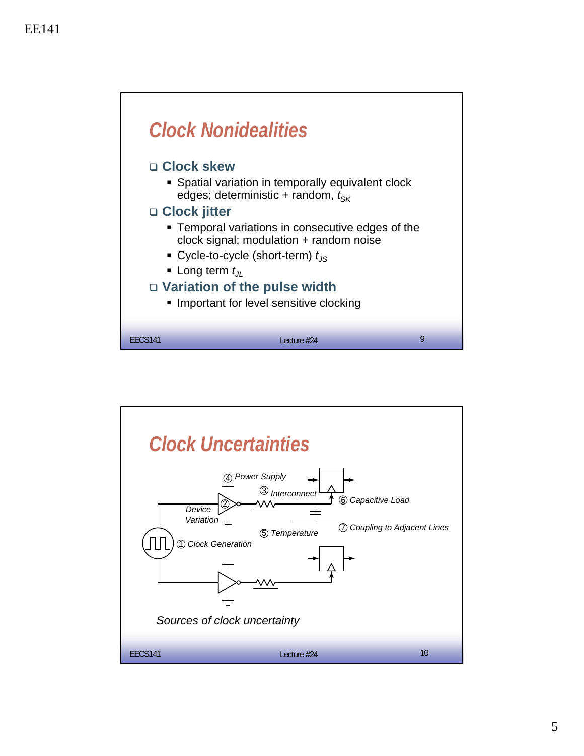## Clock Nonidealities

- **Clock skew**
  - Spatial variation in temporally equivalent clock edges; deterministic + random, $t_{SK}$
- **Clock jitter**
  - Temporal variations in consecutive edges of the clock signal; modulation + random noise
  - Cycle-to-cycle (short-term) $t_{JS}$
  - Long term $t_{JL}$
- **Variation of the pulse width**
  - Important for level sensitive clocking

## Clock Uncertainties

④ Power Supply

③ Interconnect

⑥ Capacitive Load

② Device Variation

⑦ Coupling to Adjacent Lines

⑤ Temperature

① Clock Generation

*Sources of clock uncertainty*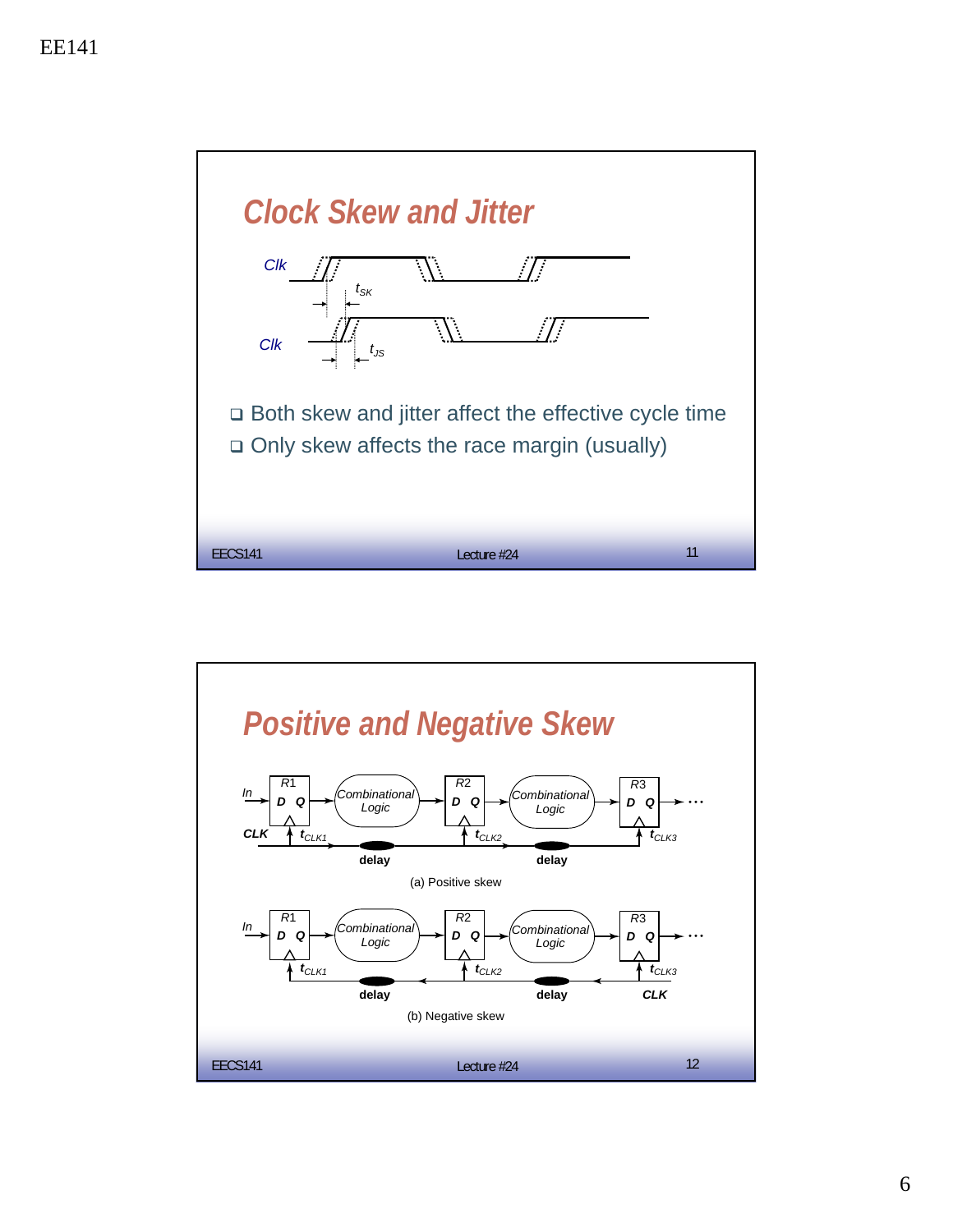## Clock Skew and Jitter

Clk

$t_{SK}$

Clk

$t_{JS}$

- Both skew and jitter affect the effective cycle time
- Only skew affects the race margin (usually)

## Positive and Negative Skew

In, R1, D Q, Combinational Logic, R2, D Q, Combinational Logic, R3, D Q, ...

CLK, $t_{CLK1}$, delay, $t_{CLK2}$, delay, $t_{CLK3}$

(a) Positive skew

In, R1, D Q, Combinational Logic, R2, D Q, Combinational Logic, R3, D Q, ...

$t_{CLK1}$, delay, $t_{CLK2}$, delay, $t_{CLK3}$, CLK

(b) Negative skew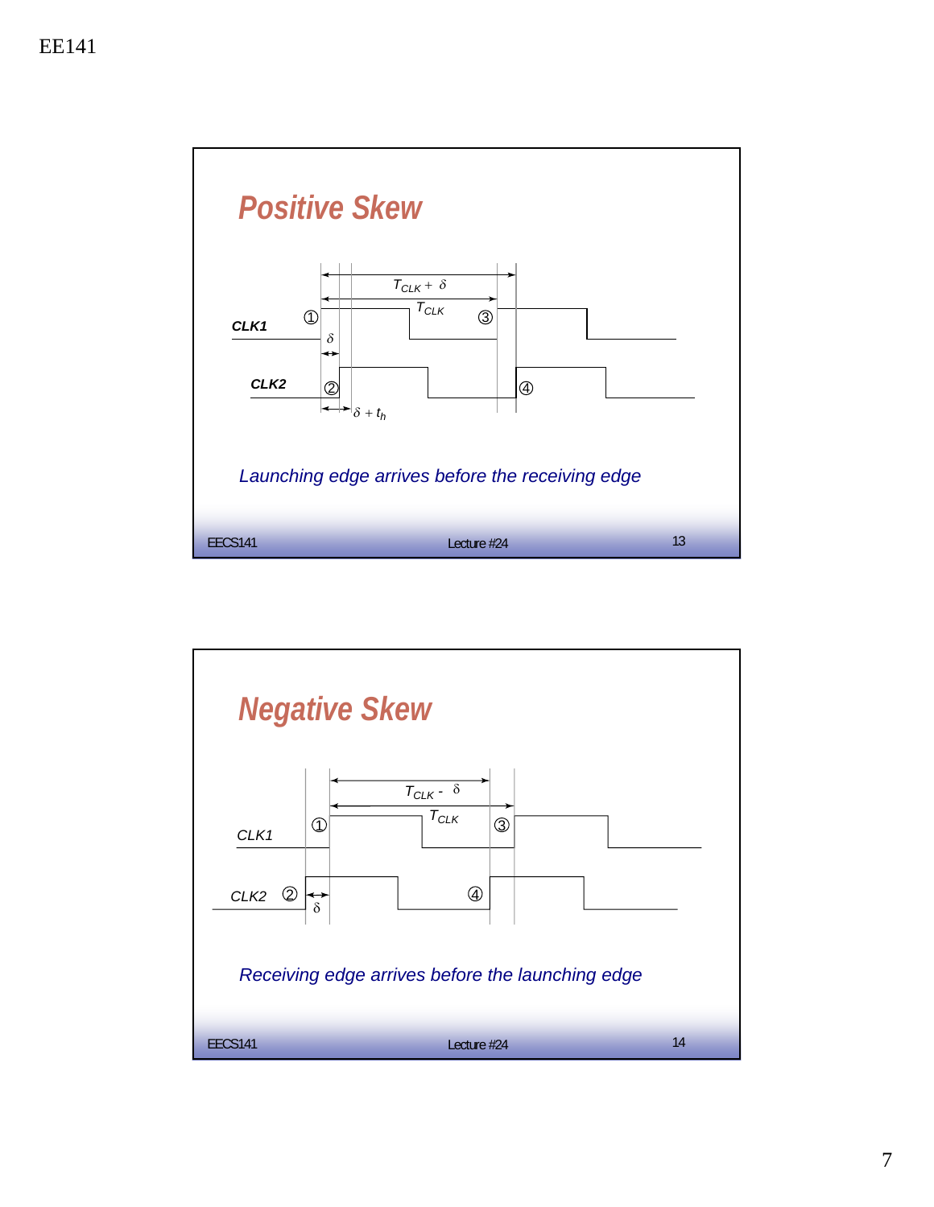## Positive Skew

CLK1 ① ③

CLK2 ② ④

$T_{CLK} + \delta$

$T_{CLK}$

$\delta$

$\delta + t_h$

*Launching edge arrives before the receiving edge*

## Negative Skew

CLK1 ① ③

CLK2 ② ④

$T_{CLK} - \delta$

$T_{CLK}$

$\delta$

*Receiving edge arrives before the launching edge*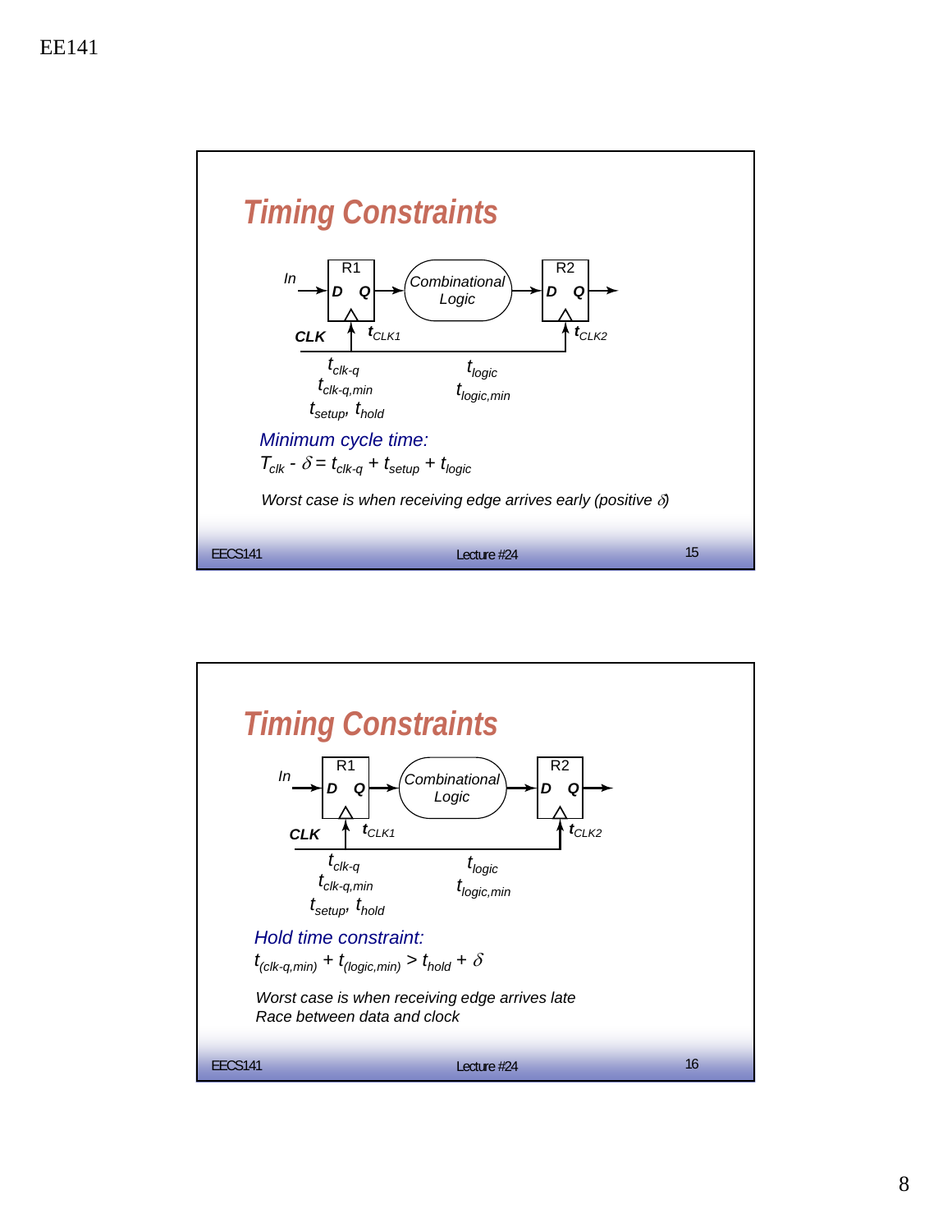## Timing Constraints

In → R1 (D Q) → Combinational Logic → R2 (D Q) →

CLK, $t_{CLK1}$, $t_{CLK2}$

$t_{clk\text{-}q}$
$t_{clk\text{-}q,min}$
$t_{setup}$, $t_{hold}$

$t_{logic}$
$t_{logic,min}$

*Minimum cycle time:*

$T_{clk} - \delta = t_{clk\text{-}q} + t_{setup} + t_{logic}$

*Worst case is when receiving edge arrives early (positive $\delta$)*

## Timing Constraints

In → R1 (D Q) → Combinational Logic → R2 (D Q) →

CLK, $t_{CLK1}$, $t_{CLK2}$

$t_{clk\text{-}q}$
$t_{clk\text{-}q,min}$
$t_{setup}$, $t_{hold}$

$t_{logic}$
$t_{logic,min}$

*Hold time constraint:*

$t_{(clk\text{-}q,min)} + t_{(logic,min)} > t_{hold} + \delta$

*Worst case is when receiving edge arrives late*
*Race between data and clock*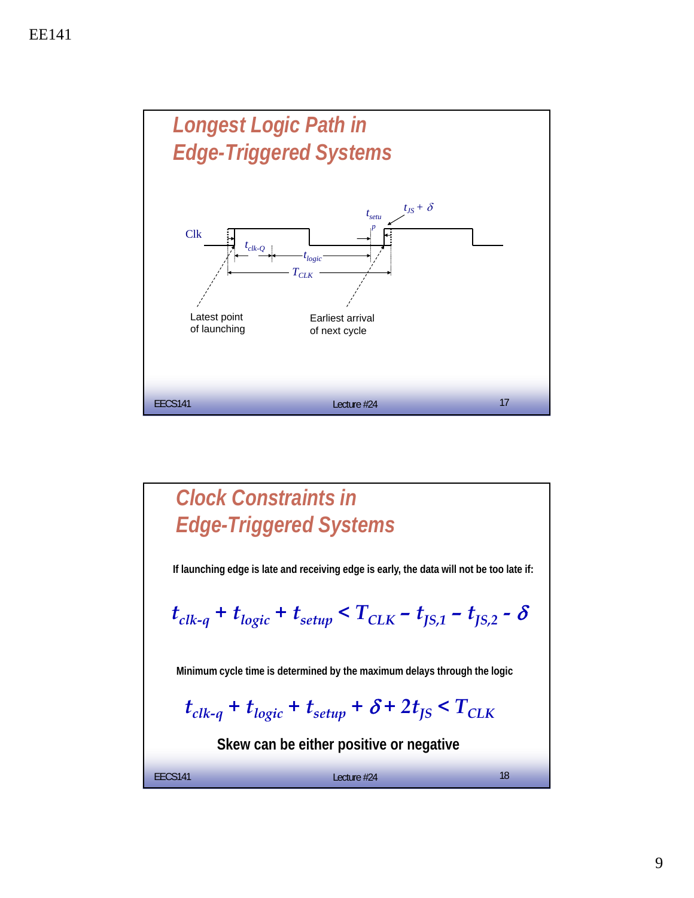## Longest Logic Path in Edge-Triggered Systems

Clk

$t_{clk\text{-}Q}$ $t_{logic}$ $t_{setup}$ $t_{JS} + \delta$ $T_{CLK}$

Latest point of launching

Earliest arrival of next cycle

## Clock Constraints in Edge-Triggered Systems

**If launching edge is late and receiving edge is early, the data will not be too late if:**

$$t_{clk\text{-}q} + t_{logic} + t_{setup} < T_{CLK} - t_{JS,1} - t_{JS,2} - \delta$$

**Minimum cycle time is determined by the maximum delays through the logic**

$$t_{clk\text{-}q} + t_{logic} + t_{setup} + \delta + 2t_{JS} < T_{CLK}$$

**Skew can be either positive or negative**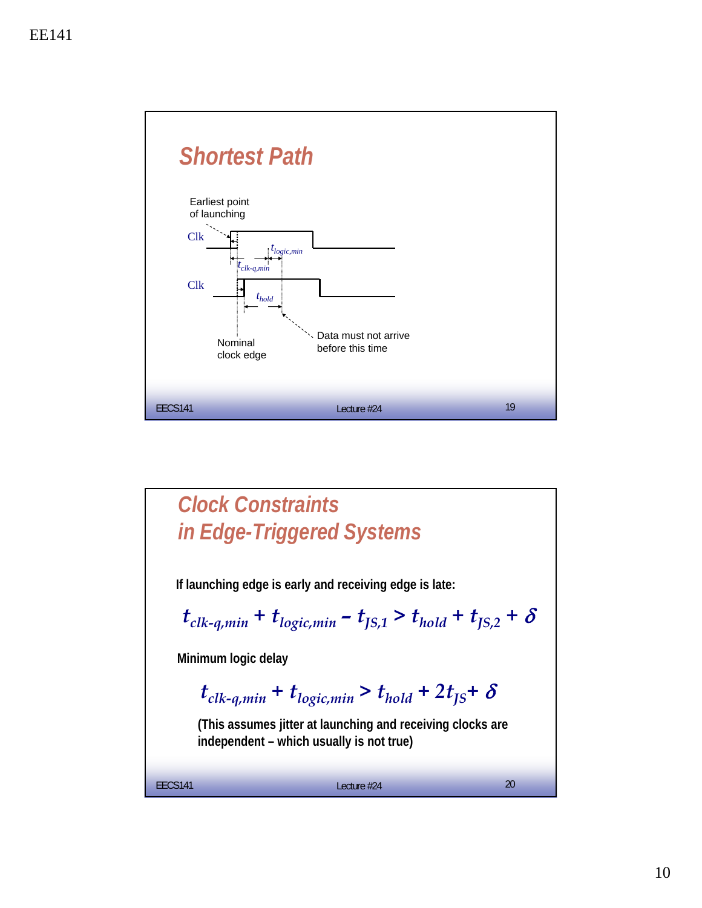## Shortest Path

Earliest point of launching

Clk

$t_{logic,min}$

$t_{clk\text{-}q,min}$

Clk

$t_{hold}$

Data must not arrive before this time

Nominal clock edge

## Clock Constraints in Edge-Triggered Systems

**If launching edge is early and receiving edge is late:**

$$t_{clk\text{-}q,min} + t_{logic,min} - t_{JS,1} > t_{hold} + t_{JS,2} + \delta$$

**Minimum logic delay**

$$t_{clk\text{-}q,min} + t_{logic,min} > t_{hold} + 2t_{JS} + \delta$$

**(This assumes jitter at launching and receiving clocks are independent – which usually is not true)**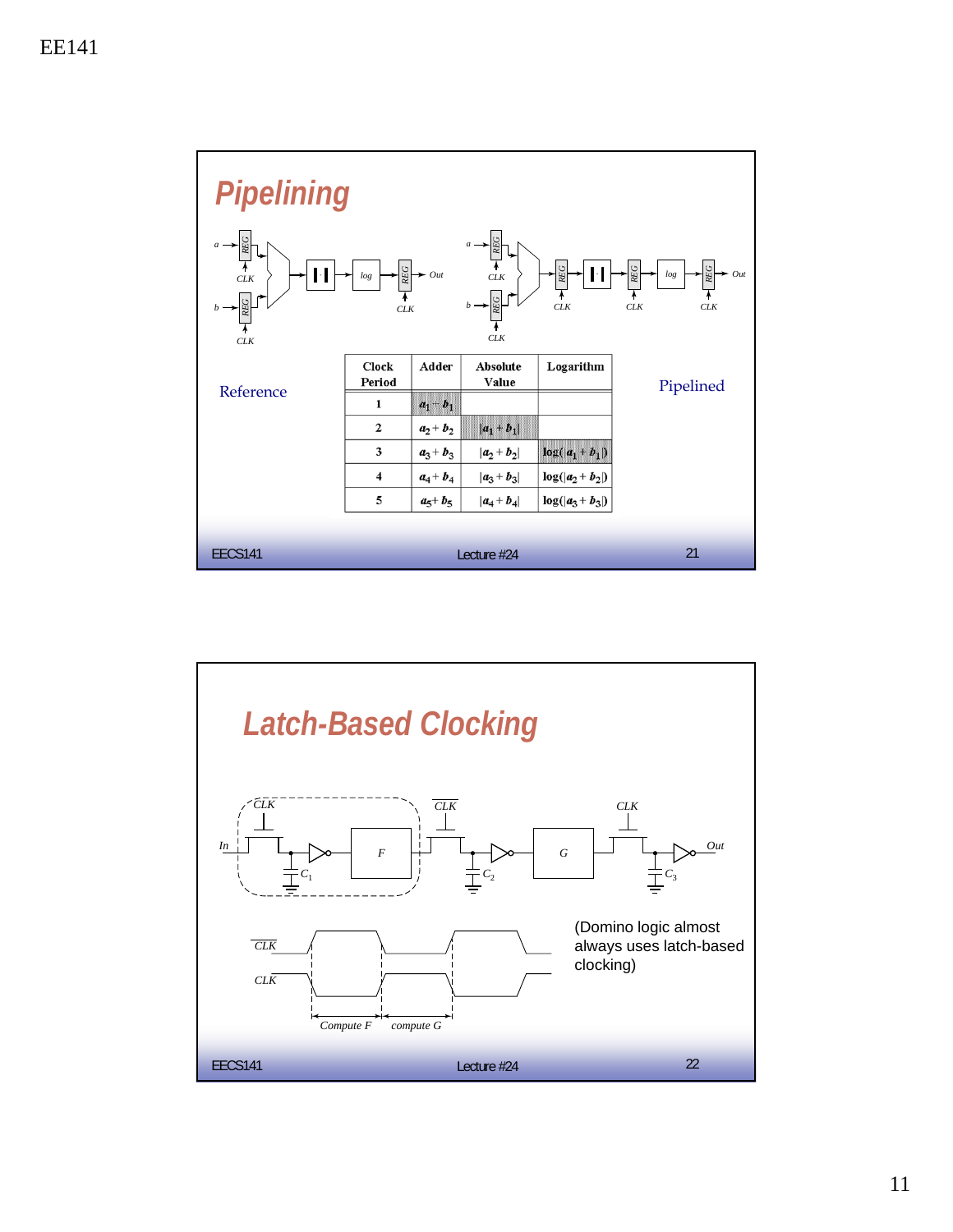## Pipelining

Reference

Pipelined

| Clock Period | Adder | Absolute Value | Logarithm |
|---|---|---|---|
| 1 | $a_1 + b_1$ | | |
| 2 | $a_2 + b_2$ | $\|a_1 + b_1\|$ | |
| 3 | $a_3 + b_3$ | $\|a_2 + b_2\|$ | $\log(\|a_1 + b_1\|)$ |
| 4 | $a_4 + b_4$ | $\|a_3 + b_3\|$ | $\log(\|a_2 + b_2\|)$ |
| 5 | $a_5 + b_5$ | $\|a_4 + b_4\|$ | $\log(\|a_3 + b_3\|)$ |

## Latch-Based Clocking

(Domino logic almost always uses latch-based clocking)

Compute F &nbsp;&nbsp; compute G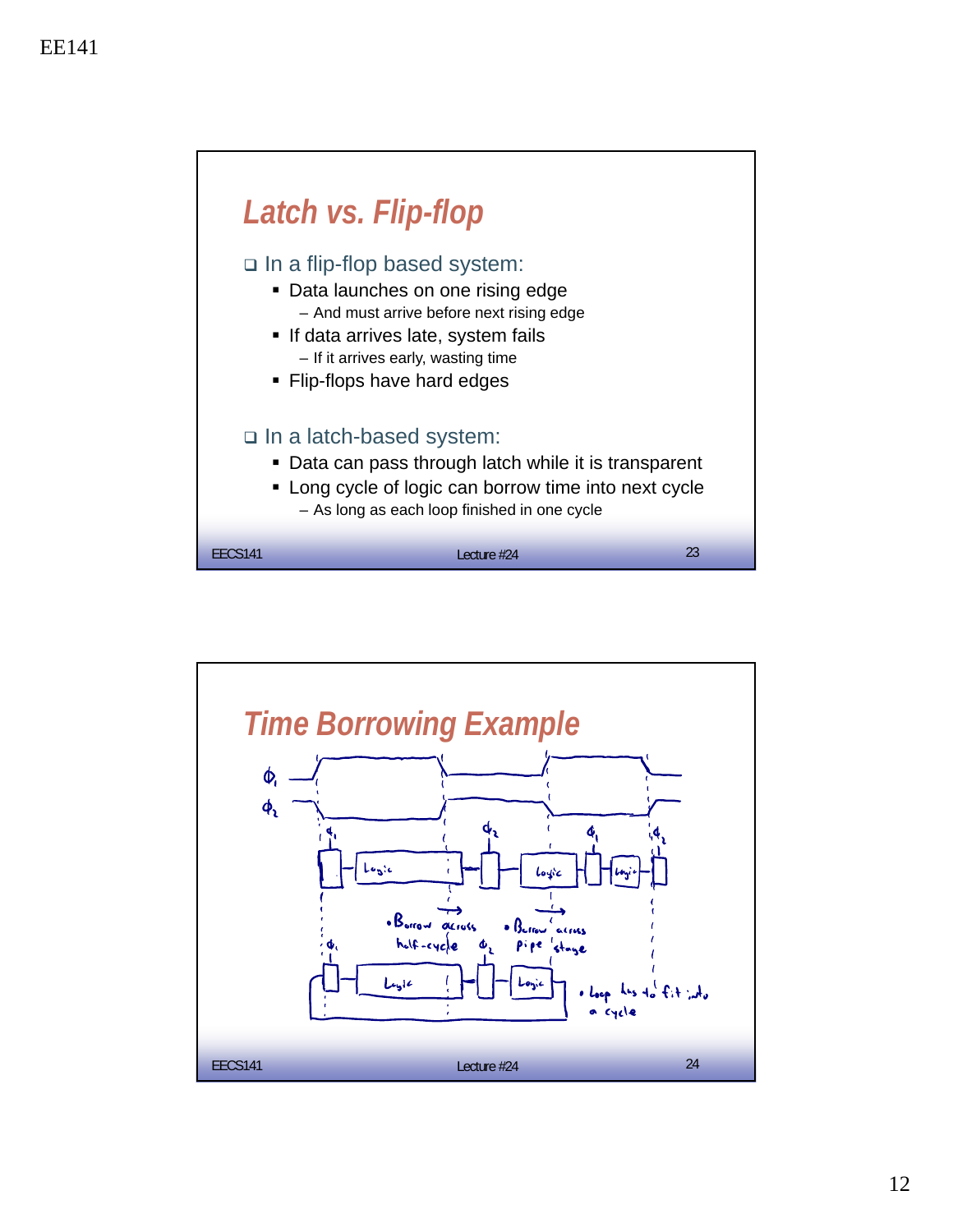## Latch vs. Flip-flop

- In a flip-flop based system:
  - Data launches on one rising edge
    - And must arrive before next rising edge
  - If data arrives late, system fails
    - If it arrives early, wasting time
  - Flip-flops have hard edges
- In a latch-based system:
  - Data can pass through latch while it is transparent
  - Long cycle of logic can borrow time into next cycle
    - As long as each loop finished in one cycle

## Time Borrowing Example

$\phi_1$

$\phi_2$

$\phi_1$ | Logic | $\phi_2$ | Logic | $\phi_1$ | Logic | $\phi_2$

- Borrow across half-cycle
- Borrow across pipe stage

$\phi_1$ | Logic | $\phi_2$ | Logic

- Loop has to fit into a cycle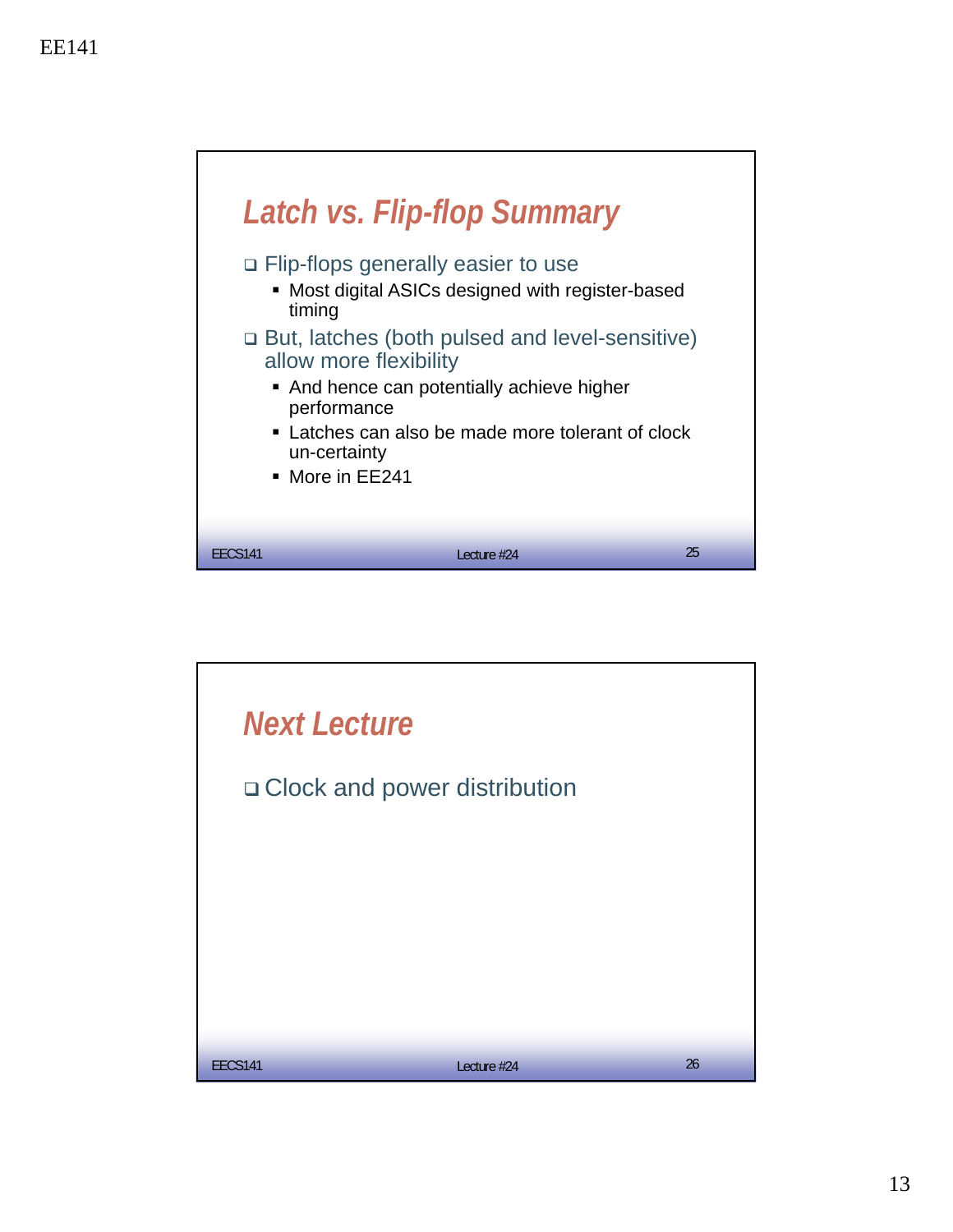## Latch vs. Flip-flop Summary

- Flip-flops generally easier to use
  - Most digital ASICs designed with register-based timing
- But, latches (both pulsed and level-sensitive) allow more flexibility
  - And hence can potentially achieve higher performance
  - Latches can also be made more tolerant of clock un-certainty
  - More in EE241

## Next Lecture

- Clock and power distribution